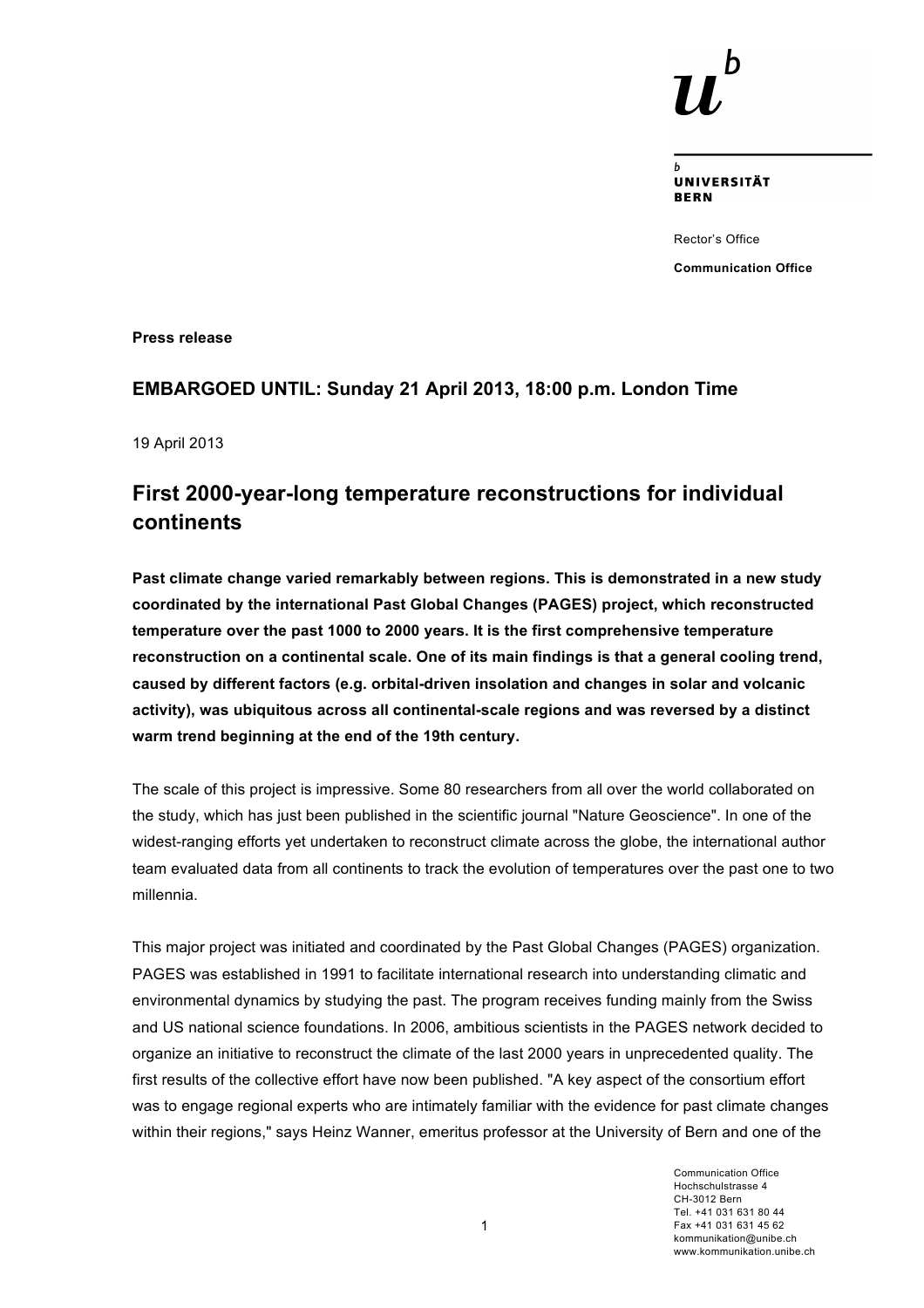UNIVERSITÄT BERN

Rector's Office

**Communication Office**

**Press release**

**EMBARGOED UNTIL: Sunday 21 April 2013, 18:00 p.m. London Time**

19 April 2013

## First 2000-year-long temperature reconstructions for individual continents

**Past climate change varied remarkably between regions. This is demonstrated in a new study coordinated by the international Past Global Changes (PAGES) project, which reconstructed temperature over the past 1000 to 2000 years. It is the first comprehensive temperature reconstruction on a continental scale. One of its main findings is that a general cooling trend, caused by different factors (e.g. orbital-driven insolation and changes in solar and volcanic activity), was ubiquitous across all continental-scale regions and was reversed by a distinct warm trend beginning at the end of the 19th century.**

The scale of this project is impressive. Some 80 researchers from all over the world collaborated on the study, which has just been published in the scientific journal "Nature Geoscience". In one of the widest-ranging efforts yet undertaken to reconstruct climate across the globe, the international author team evaluated data from all continents to track the evolution of temperatures over the past one to two millennia.

This major project was initiated and coordinated by the Past Global Changes (PAGES) organization. PAGES was established in 1991 to facilitate international research into understanding climatic and environmental dynamics by studying the past. The program receives funding mainly from the Swiss and US national science foundations. In 2006, ambitious scientists in the PAGES network decided to organize an initiative to reconstruct the climate of the last 2000 years in unprecedented quality. The first results of the collective effort have now been published. "A key aspect of the consortium effort was to engage regional experts who are intimately familiar with the evidence for past climate changes within their regions," says Heinz Wanner, emeritus professor at the University of Bern and one of the

Communication Office
Hochschulstrasse 4
CH-3012 Bern
Tel. +41 031 631 80 44
Fax +41 031 631 45 62
kommunikation@unibe.ch
www.kommunikation.unibe.ch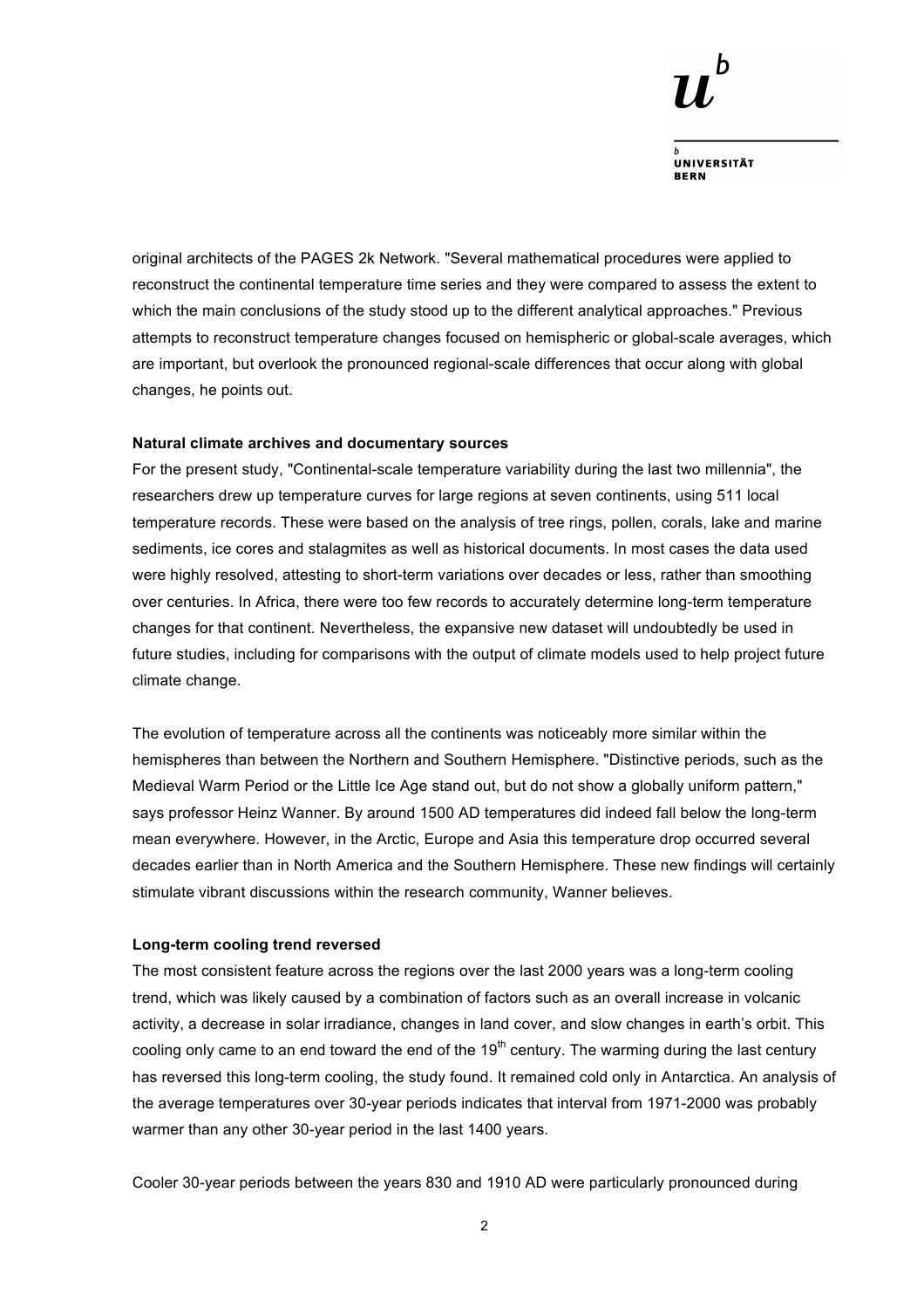original architects of the PAGES 2k Network. "Several mathematical procedures were applied to reconstruct the continental temperature time series and they were compared to assess the extent to which the main conclusions of the study stood up to the different analytical approaches." Previous attempts to reconstruct temperature changes focused on hemispheric or global-scale averages, which are important, but overlook the pronounced regional-scale differences that occur along with global changes, he points out.

**Natural climate archives and documentary sources**

For the present study, "Continental-scale temperature variability during the last two millennia", the researchers drew up temperature curves for large regions at seven continents, using 511 local temperature records. These were based on the analysis of tree rings, pollen, corals, lake and marine sediments, ice cores and stalagmites as well as historical documents. In most cases the data used were highly resolved, attesting to short-term variations over decades or less, rather than smoothing over centuries. In Africa, there were too few records to accurately determine long-term temperature changes for that continent. Nevertheless, the expansive new dataset will undoubtedly be used in future studies, including for comparisons with the output of climate models used to help project future climate change.

The evolution of temperature across all the continents was noticeably more similar within the hemispheres than between the Northern and Southern Hemisphere. "Distinctive periods, such as the Medieval Warm Period or the Little Ice Age stand out, but do not show a globally uniform pattern," says professor Heinz Wanner. By around 1500 AD temperatures did indeed fall below the long-term mean everywhere. However, in the Arctic, Europe and Asia this temperature drop occurred several decades earlier than in North America and the Southern Hemisphere. These new findings will certainly stimulate vibrant discussions within the research community, Wanner believes.

**Long-term cooling trend reversed**

The most consistent feature across the regions over the last 2000 years was a long-term cooling trend, which was likely caused by a combination of factors such as an overall increase in volcanic activity, a decrease in solar irradiance, changes in land cover, and slow changes in earth's orbit. This cooling only came to an end toward the end of the 19th century. The warming during the last century has reversed this long-term cooling, the study found. It remained cold only in Antarctica. An analysis of the average temperatures over 30-year periods indicates that interval from 1971-2000 was probably warmer than any other 30-year period in the last 1400 years.

Cooler 30-year periods between the years 830 and 1910 AD were particularly pronounced during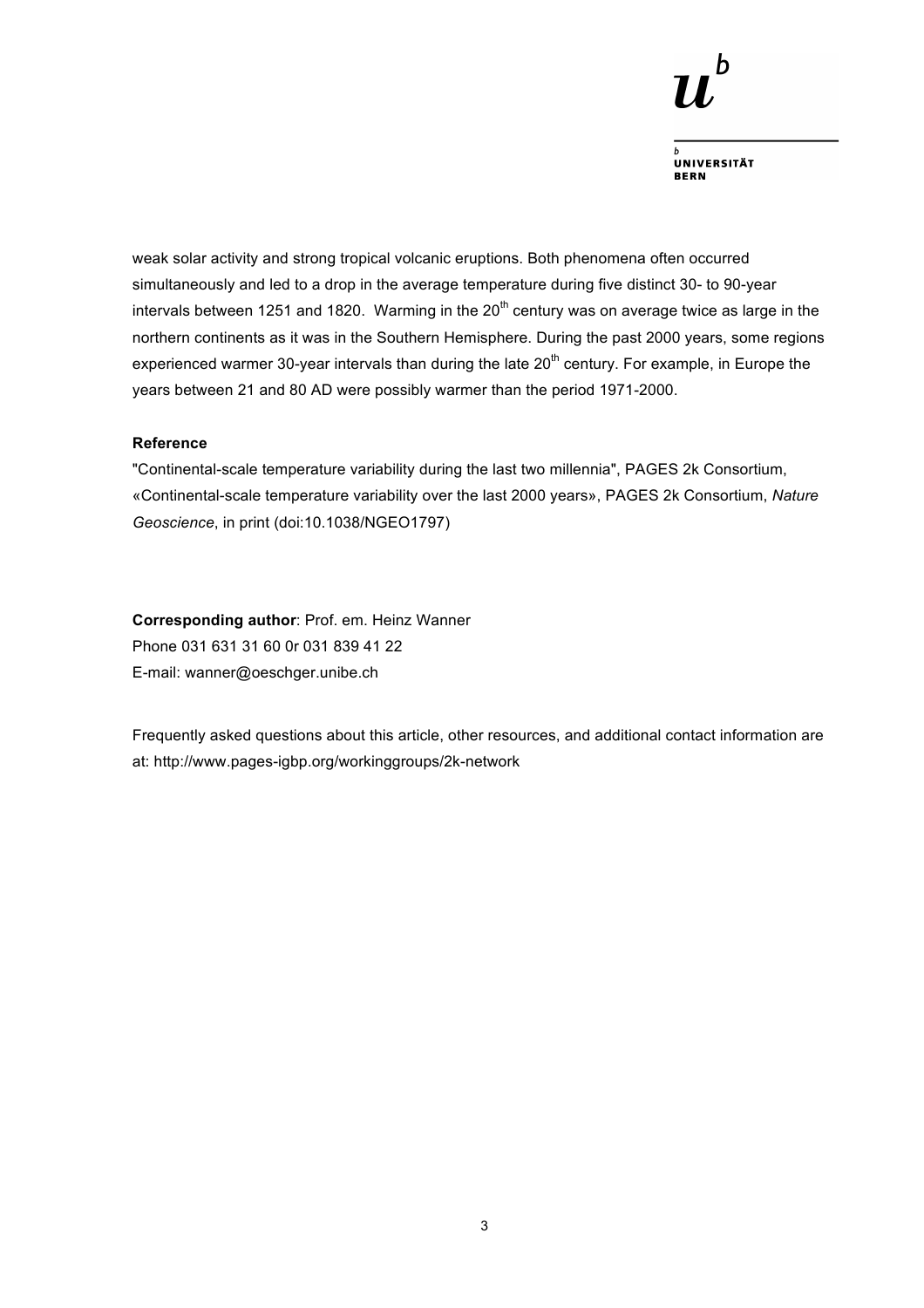weak solar activity and strong tropical volcanic eruptions. Both phenomena often occurred simultaneously and led to a drop in the average temperature during five distinct 30- to 90-year intervals between 1251 and 1820. Warming in the 20$^{th}$ century was on average twice as large in the northern continents as it was in the Southern Hemisphere. During the past 2000 years, some regions experienced warmer 30-year intervals than during the late 20$^{th}$ century. For example, in Europe the years between 21 and 80 AD were possibly warmer than the period 1971-2000.

**Reference**

"Continental-scale temperature variability during the last two millennia", PAGES 2k Consortium, «Continental-scale temperature variability over the last 2000 years», PAGES 2k Consortium, *Nature Geoscience*, in print (doi:10.1038/NGEO1797)

**Corresponding author**: Prof. em. Heinz Wanner
Phone 031 631 31 60 0r 031 839 41 22
E-mail: wanner@oeschger.unibe.ch

Frequently asked questions about this article, other resources, and additional contact information are at: http://www.pages-igbp.org/workinggroups/2k-network